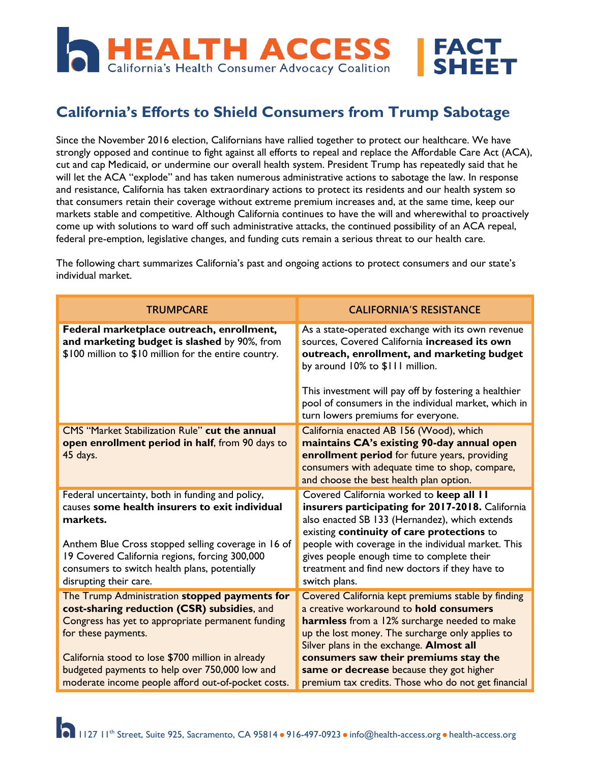HEALTH ACCESS
California's Health Consumer Advocacy Coalition

FACT SHEET

# California's Efforts to Shield Consumers from Trump Sabotage

Since the November 2016 election, Californians have rallied together to protect our healthcare. We have strongly opposed and continue to fight against all efforts to repeal and replace the Affordable Care Act (ACA), cut and cap Medicaid, or undermine our overall health system. President Trump has repeatedly said that he will let the ACA "explode" and has taken numerous administrative actions to sabotage the law. In response and resistance, California has taken extraordinary actions to protect its residents and our health system so that consumers retain their coverage without extreme premium increases and, at the same time, keep our markets stable and competitive. Although California continues to have the will and wherewithal to proactively come up with solutions to ward off such administrative attacks, the continued possibility of an ACA repeal, federal pre-emption, legislative changes, and funding cuts remain a serious threat to our health care.

The following chart summarizes California's past and ongoing actions to protect consumers and our state's individual market.

| TRUMPCARE | CALIFORNIA'S RESISTANCE |
|---|---|
| **Federal marketplace outreach, enrollment, and marketing budget is slashed** by 90%, from $100 million to $10 million for the entire country. | As a state-operated exchange with its own revenue sources, Covered California **increased its own outreach, enrollment, and marketing budget** by around 10% to $111 million.<br><br>This investment will pay off by fostering a healthier pool of consumers in the individual market, which in turn lowers premiums for everyone. |
| CMS "Market Stabilization Rule" **cut the annual open enrollment period in half**, from 90 days to 45 days. | California enacted AB 156 (Wood), which **maintains CA's existing 90-day annual open enrollment period** for future years, providing consumers with adequate time to shop, compare, and choose the best health plan option. |
| Federal uncertainty, both in funding and policy, causes **some health insurers to exit individual markets.**<br><br>Anthem Blue Cross stopped selling coverage in 16 of 19 Covered California regions, forcing 300,000 consumers to switch health plans, potentially disrupting their care. | Covered California worked to **keep all 11 insurers participating for 2017-2018.** California also enacted SB 133 (Hernandez), which extends existing **continuity of care protections** to people with coverage in the individual market. This gives people enough time to complete their treatment and find new doctors if they have to switch plans. |
| The Trump Administration **stopped payments for cost-sharing reduction (CSR) subsidies**, and Congress has yet to appropriate permanent funding for these payments.<br><br>California stood to lose $700 million in already budgeted payments to help over 750,000 low and moderate income people afford out-of-pocket costs. | Covered California kept premiums stable by finding a creative workaround to **hold consumers harmless** from a 12% surcharge needed to make up the lost money. The surcharge only applies to Silver plans in the exchange. **Almost all consumers saw their premiums stay the same or decrease** because they got higher premium tax credits. Those who do not get financial |

1127 11th Street, Suite 925, Sacramento, CA 95814 • 916-497-0923 • info@health-access.org • health-access.org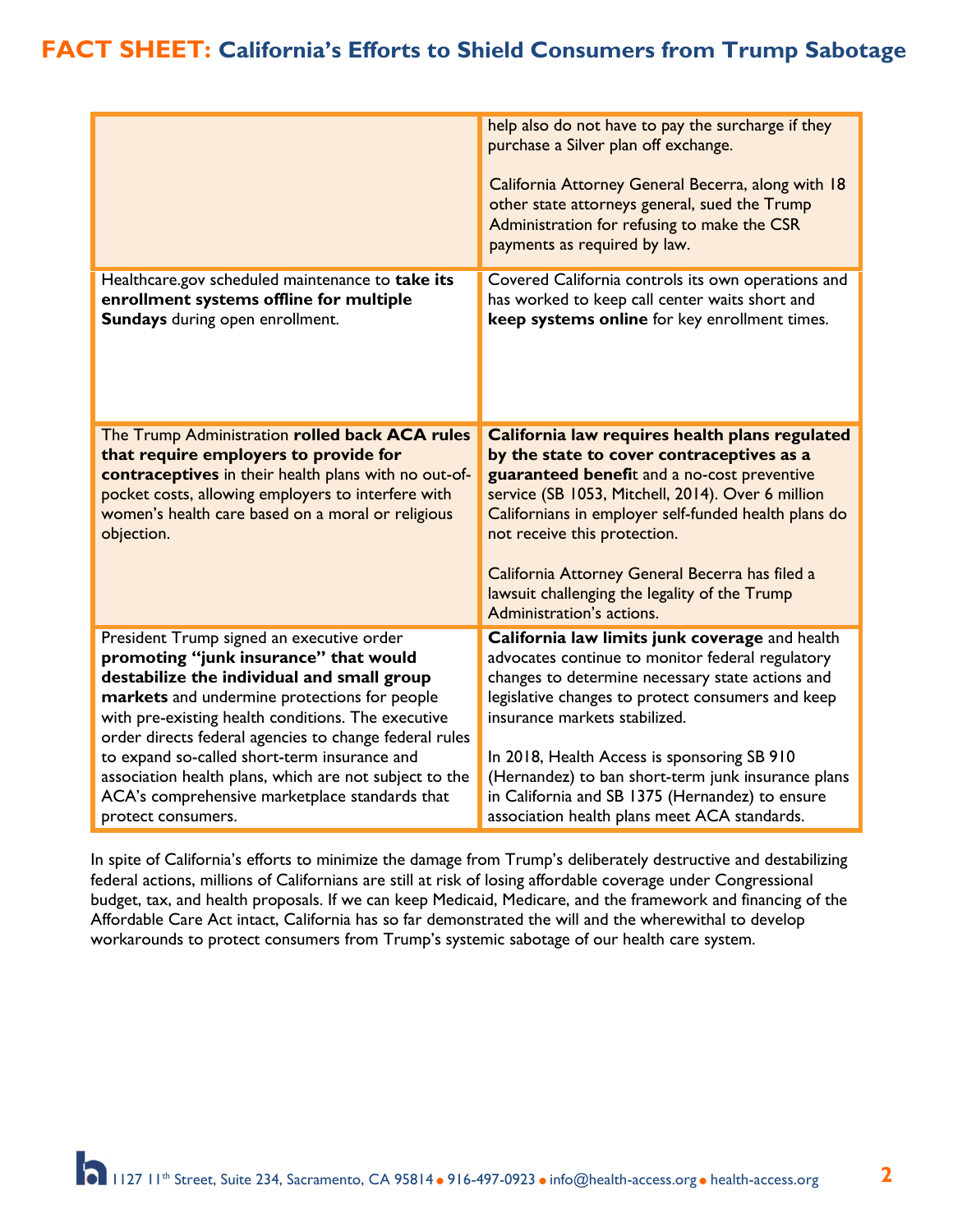# FACT SHEET: California's Efforts to Shield Consumers from Trump Sabotage

| | |
|---|---|
| | help also do not have to pay the surcharge if they purchase a Silver plan off exchange.<br><br>California Attorney General Becerra, along with 18 other state attorneys general, sued the Trump Administration for refusing to make the CSR payments as required by law. |
| Healthcare.gov scheduled maintenance to **take its enrollment systems offline for multiple Sundays** during open enrollment. | Covered California controls its own operations and has worked to keep call center waits short and **keep systems online** for key enrollment times. |
| The Trump Administration **rolled back ACA rules that require employers to provide for contraceptives** in their health plans with no out-of-pocket costs, allowing employers to interfere with women's health care based on a moral or religious objection. | **California law requires health plans regulated by the state to cover contraceptives as a guaranteed benefit** and a no-cost preventive service (SB 1053, Mitchell, 2014). Over 6 million Californians in employer self-funded health plans do not receive this protection.<br><br>California Attorney General Becerra has filed a lawsuit challenging the legality of the Trump Administration's actions. |
| President Trump signed an executive order **promoting "junk insurance" that would destabilize the individual and small group markets** and undermine protections for people with pre-existing health conditions. The executive order directs federal agencies to change federal rules to expand so-called short-term insurance and association health plans, which are not subject to the ACA's comprehensive marketplace standards that protect consumers. | **California law limits junk coverage** and health advocates continue to monitor federal regulatory changes to determine necessary state actions and legislative changes to protect consumers and keep insurance markets stabilized.<br><br>In 2018, Health Access is sponsoring SB 910 (Hernandez) to ban short-term junk insurance plans in California and SB 1375 (Hernandez) to ensure association health plans meet ACA standards. |

In spite of California's efforts to minimize the damage from Trump's deliberately destructive and destabilizing federal actions, millions of Californians are still at risk of losing affordable coverage under Congressional budget, tax, and health proposals. If we can keep Medicaid, Medicare, and the framework and financing of the Affordable Care Act intact, California has so far demonstrated the will and the wherewithal to develop workarounds to protect consumers from Trump's systemic sabotage of our health care system.

1127 11th Street, Suite 234, Sacramento, CA 95814 • 916-497-0923 • info@health-access.org • health-access.org